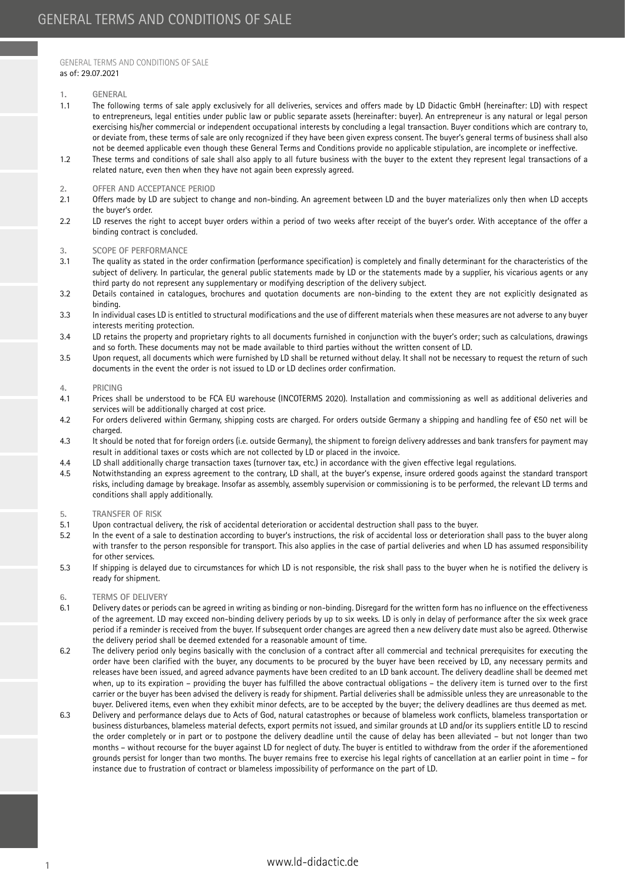# GENERAL TERMS AND CONDITIONS OF SALE

GENERAL TERMS AND CONDITIONS OF SALE
as of: 29.07.2021

## 1. GENERAL

1.1 The following terms of sale apply exclusively for all deliveries, services and offers made by LD Didactic GmbH (hereinafter: LD) with respect to entrepreneurs, legal entities under public law or public separate assets (hereinafter: buyer). An entrepreneur is any natural or legal person exercising his/her commercial or independent occupational interests by concluding a legal transaction. Buyer conditions which are contrary to, or deviate from, these terms of sale are only recognized if they have been given express consent. The buyer's general terms of business shall also not be deemed applicable even though these General Terms and Conditions provide no applicable stipulation, are incomplete or ineffective.

1.2 These terms and conditions of sale shall also apply to all future business with the buyer to the extent they represent legal transactions of a related nature, even then when they have not again been expressly agreed.

## 2. OFFER AND ACCEPTANCE PERIOD

2.1 Offers made by LD are subject to change and non-binding. An agreement between LD and the buyer materializes only then when LD accepts the buyer's order.

2.2 LD reserves the right to accept buyer orders within a period of two weeks after receipt of the buyer's order. With acceptance of the offer a binding contract is concluded.

## 3. SCOPE OF PERFORMANCE

3.1 The quality as stated in the order confirmation (performance specification) is completely and finally determinant for the characteristics of the subject of delivery. In particular, the general public statements made by LD or the statements made by a supplier, his vicarious agents or any third party do not represent any supplementary or modifying description of the delivery subject.

3.2 Details contained in catalogues, brochures and quotation documents are non-binding to the extent they are not explicitly designated as binding.

3.3 In individual cases LD is entitled to structural modifications and the use of different materials when these measures are not adverse to any buyer interests meriting protection.

3.4 LD retains the property and proprietary rights to all documents furnished in conjunction with the buyer's order; such as calculations, drawings and so forth. These documents may not be made available to third parties without the written consent of LD.

3.5 Upon request, all documents which were furnished by LD shall be returned without delay. It shall not be necessary to request the return of such documents in the event the order is not issued to LD or LD declines order confirmation.

## 4. PRICING

4.1 Prices shall be understood to be FCA EU warehouse (INCOTERMS 2020). Installation and commissioning as well as additional deliveries and services will be additionally charged at cost price.

4.2 For orders delivered within Germany, shipping costs are charged. For orders outside Germany a shipping and handling fee of €50 net will be charged.

4.3 It should be noted that for foreign orders (i.e. outside Germany), the shipment to foreign delivery addresses and bank transfers for payment may result in additional taxes or costs which are not collected by LD or placed in the invoice.

4.4 LD shall additionally charge transaction taxes (turnover tax, etc.) in accordance with the given effective legal regulations.

4.5 Notwithstanding an express agreement to the contrary, LD shall, at the buyer's expense, insure ordered goods against the standard transport risks, including damage by breakage. Insofar as assembly, assembly supervision or commissioning is to be performed, the relevant LD terms and conditions shall apply additionally.

## 5. TRANSFER OF RISK

5.1 Upon contractual delivery, the risk of accidental deterioration or accidental destruction shall pass to the buyer.

5.2 In the event of a sale to destination according to buyer's instructions, the risk of accidental loss or deterioration shall pass to the buyer along with transfer to the person responsible for transport. This also applies in the case of partial deliveries and when LD has assumed responsibility for other services.

5.3 If shipping is delayed due to circumstances for which LD is not responsible, the risk shall pass to the buyer when he is notified the delivery is ready for shipment.

## 6. TERMS OF DELIVERY

6.1 Delivery dates or periods can be agreed in writing as binding or non-binding. Disregard for the written form has no influence on the effectiveness of the agreement. LD may exceed non-binding delivery periods by up to six weeks. LD is only in delay of performance after the six week grace period if a reminder is received from the buyer. If subsequent order changes are agreed then a new delivery date must also be agreed. Otherwise the delivery period shall be deemed extended for a reasonable amount of time.

6.2 The delivery period only begins basically with the conclusion of a contract after all commercial and technical prerequisites for executing the order have been clarified with the buyer, any documents to be procured by the buyer have been received by LD, any necessary permits and releases have been issued, and agreed advance payments have been credited to an LD bank account. The delivery deadline shall be deemed met when, up to its expiration – providing the buyer has fulfilled the above contractual obligations – the delivery item is turned over to the first carrier or the buyer has been advised the delivery is ready for shipment. Partial deliveries shall be admissible unless they are unreasonable to the buyer. Delivered items, even when they exhibit minor defects, are to be accepted by the buyer; the delivery deadlines are thus deemed as met.

6.3 Delivery and performance delays due to Acts of God, natural catastrophes or because of blameless work conflicts, blameless transportation or business disturbances, blameless material defects, export permits not issued, and similar grounds at LD and/or its suppliers entitle LD to rescind the order completely or in part or to postpone the delivery deadline until the cause of delay has been alleviated – but not longer than two months – without recourse for the buyer against LD for neglect of duty. The buyer is entitled to withdraw from the order if the aforementioned grounds persist for longer than two months. The buyer remains free to exercise his legal rights of cancellation at an earlier point in time – for instance due to frustration of contract or blameless impossibility of performance on the part of LD.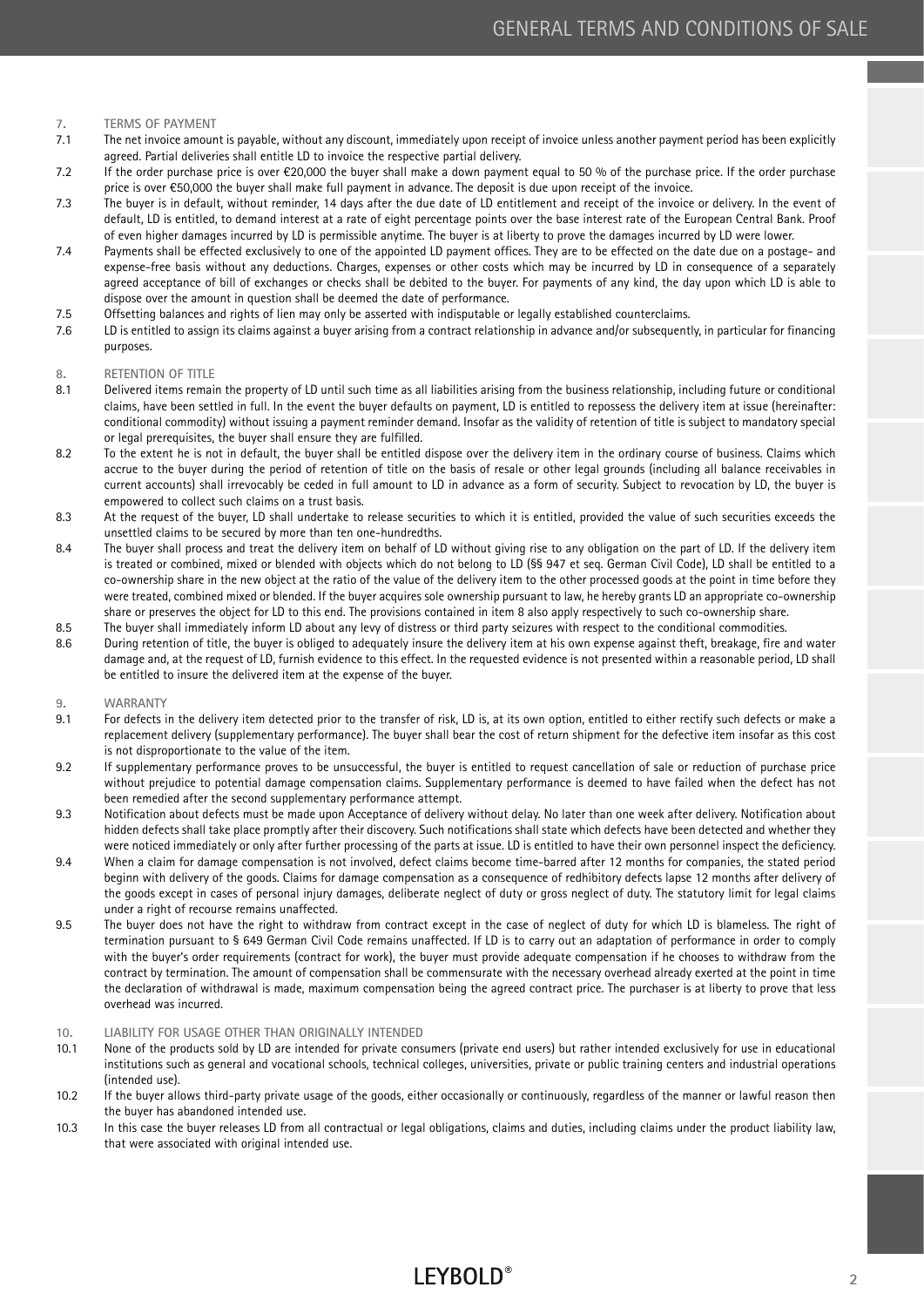## 7. TERMS OF PAYMENT

7.1 The net invoice amount is payable, without any discount, immediately upon receipt of invoice unless another payment period has been explicitly agreed. Partial deliveries shall entitle LD to invoice the respective partial delivery.

7.2 If the order purchase price is over €20,000 the buyer shall make a down payment equal to 50 % of the purchase price. If the order purchase price is over €50,000 the buyer shall make full payment in advance. The deposit is due upon receipt of the invoice.

7.3 The buyer is in default, without reminder, 14 days after the due date of LD entitlement and receipt of the invoice or delivery. In the event of default, LD is entitled, to demand interest at a rate of eight percentage points over the base interest rate of the European Central Bank. Proof of even higher damages incurred by LD is permissible anytime. The buyer is at liberty to prove the damages incurred by LD were lower.

7.4 Payments shall be effected exclusively to one of the appointed LD payment offices. They are to be effected on the date due on a postage- and expense-free basis without any deductions. Charges, expenses or other costs which may be incurred by LD in consequence of a separately agreed acceptance of bill of exchanges or checks shall be debited to the buyer. For payments of any kind, the day upon which LD is able to dispose over the amount in question shall be deemed the date of performance.

7.5 Offsetting balances and rights of lien may only be asserted with indisputable or legally established counterclaims.

7.6 LD is entitled to assign its claims against a buyer arising from a contract relationship in advance and/or subsequently, in particular for financing purposes.

## 8. RETENTION OF TITLE

8.1 Delivered items remain the property of LD until such time as all liabilities arising from the business relationship, including future or conditional claims, have been settled in full. In the event the buyer defaults on payment, LD is entitled to repossess the delivery item at issue (hereinafter: conditional commodity) without issuing a payment reminder demand. Insofar as the validity of retention of title is subject to mandatory special or legal prerequisites, the buyer shall ensure they are fulfilled.

8.2 To the extent he is not in default, the buyer shall be entitled dispose over the delivery item in the ordinary course of business. Claims which accrue to the buyer during the period of retention of title on the basis of resale or other legal grounds (including all balance receivables in current accounts) shall irrevocably be ceded in full amount to LD in advance as a form of security. Subject to revocation by LD, the buyer is empowered to collect such claims on a trust basis.

8.3 At the request of the buyer, LD shall undertake to release securities to which it is entitled, provided the value of such securities exceeds the unsettled claims to be secured by more than ten one-hundredths.

8.4 The buyer shall process and treat the delivery item on behalf of LD without giving rise to any obligation on the part of LD. If the delivery item is treated or combined, mixed or blended with objects which do not belong to LD (§§ 947 et seq. German Civil Code), LD shall be entitled to a co-ownership share in the new object at the ratio of the value of the delivery item to the other processed goods at the point in time before they were treated, combined mixed or blended. If the buyer acquires sole ownership pursuant to law, he hereby grants LD an appropriate co-ownership share or preserves the object for LD to this end. The provisions contained in item 8 also apply respectively to such co-ownership share.

8.5 The buyer shall immediately inform LD about any levy of distress or third party seizures with respect to the conditional commodities.

8.6 During retention of title, the buyer is obliged to adequately insure the delivery item at his own expense against theft, breakage, fire and water damage and, at the request of LD, furnish evidence to this effect. In the requested evidence is not presented within a reasonable period, LD shall be entitled to insure the delivered item at the expense of the buyer.

## 9. WARRANTY

9.1 For defects in the delivery item detected prior to the transfer of risk, LD is, at its own option, entitled to either rectify such defects or make a replacement delivery (supplementary performance). The buyer shall bear the cost of return shipment for the defective item insofar as this cost is not disproportionate to the value of the item.

9.2 If supplementary performance proves to be unsuccessful, the buyer is entitled to request cancellation of sale or reduction of purchase price without prejudice to potential damage compensation claims. Supplementary performance is deemed to have failed when the defect has not been remedied after the second supplementary performance attempt.

9.3 Notification about defects must be made upon Acceptance of delivery without delay. No later than one week after delivery. Notification about hidden defects shall take place promptly after their discovery. Such notifications shall state which defects have been detected and whether they were noticed immediately or only after further processing of the parts at issue. LD is entitled to have their own personnel inspect the deficiency.

9.4 When a claim for damage compensation is not involved, defect claims become time-barred after 12 months for companies, the stated period beginn with delivery of the goods. Claims for damage compensation as a consequence of redhibitory defects lapse 12 months after delivery of the goods except in cases of personal injury damages, deliberate neglect of duty or gross neglect of duty. The statutory limit for legal claims under a right of recourse remains unaffected.

9.5 The buyer does not have the right to withdraw from contract except in the case of neglect of duty for which LD is blameless. The right of termination pursuant to § 649 German Civil Code remains unaffected. If LD is to carry out an adaptation of performance in order to comply with the buyer's order requirements (contract for work), the buyer must provide adequate compensation if he chooses to withdraw from the contract by termination. The amount of compensation shall be commensurate with the necessary overhead already exerted at the point in time the declaration of withdrawal is made, maximum compensation being the agreed contract price. The purchaser is at liberty to prove that less overhead was incurred.

## 10. LIABILITY FOR USAGE OTHER THAN ORIGINALLY INTENDED

10.1 None of the products sold by LD are intended for private consumers (private end users) but rather intended exclusively for use in educational institutions such as general and vocational schools, technical colleges, universities, private or public training centers and industrial operations (intended use).

10.2 If the buyer allows third-party private usage of the goods, either occasionally or continuously, regardless of the manner or lawful reason then the buyer has abandoned intended use.

10.3 In this case the buyer releases LD from all contractual or legal obligations, claims and duties, including claims under the product liability law, that were associated with original intended use.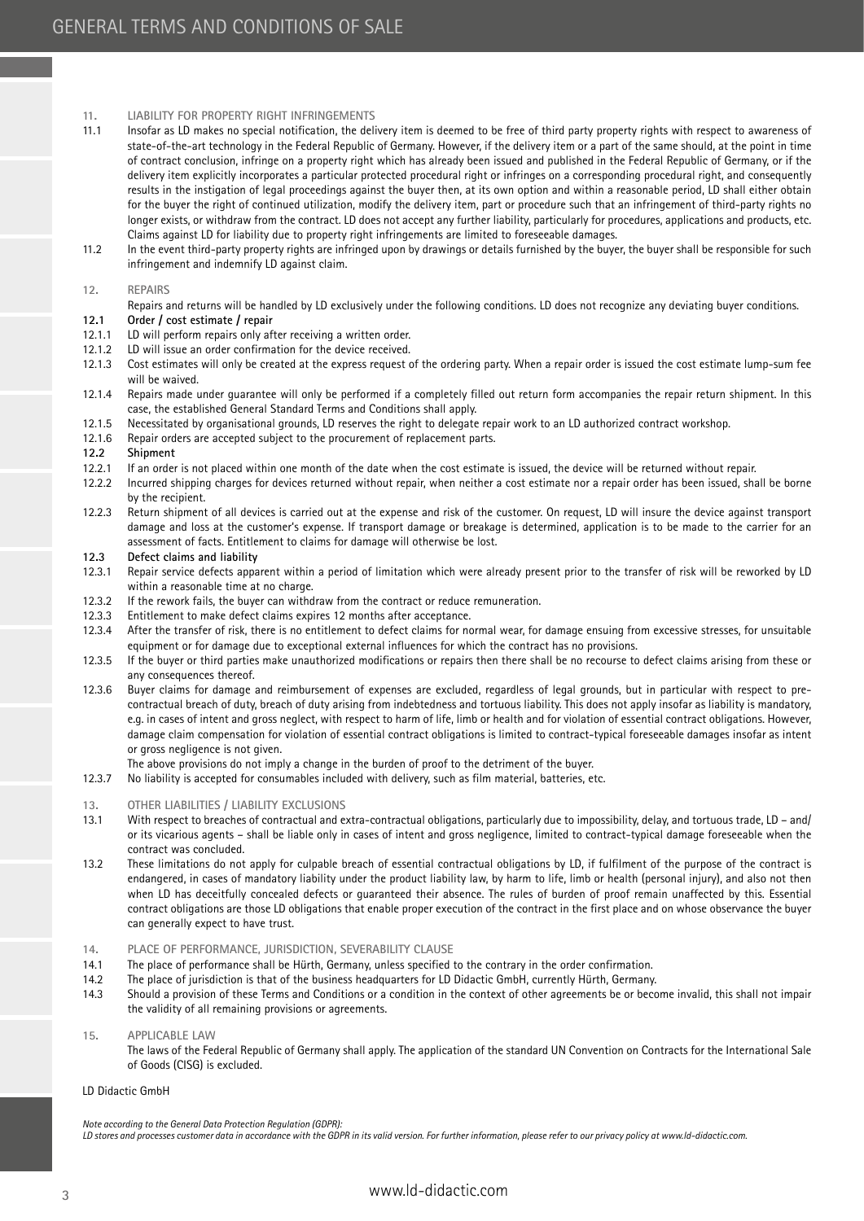## 11. LIABILITY FOR PROPERTY RIGHT INFRINGEMENTS

11.1 Insofar as LD makes no special notification, the delivery item is deemed to be free of third party property rights with respect to awareness of state-of-the-art technology in the Federal Republic of Germany. However, if the delivery item or a part of the same should, at the point in time of contract conclusion, infringe on a property right which has already been issued and published in the Federal Republic of Germany, or if the delivery item explicitly incorporates a particular protected procedural right or infringes on a corresponding procedural right, and consequently results in the instigation of legal proceedings against the buyer then, at its own option and within a reasonable period, LD shall either obtain for the buyer the right of continued utilization, modify the delivery item, part or procedure such that an infringement of third-party rights no longer exists, or withdraw from the contract. LD does not accept any further liability, particularly for procedures, applications and products, etc. Claims against LD for liability due to property right infringements are limited to foreseeable damages.

11.2 In the event third-party property rights are infringed upon by drawings or details furnished by the buyer, the buyer shall be responsible for such infringement and indemnify LD against claim.

## 12. REPAIRS

Repairs and returns will be handled by LD exclusively under the following conditions. LD does not recognize any deviating buyer conditions.

### 12.1 Order / cost estimate / repair

12.1.1 LD will perform repairs only after receiving a written order.

12.1.2 LD will issue an order confirmation for the device received.

12.1.3 Cost estimates will only be created at the express request of the ordering party. When a repair order is issued the cost estimate lump-sum fee will be waived.

12.1.4 Repairs made under guarantee will only be performed if a completely filled out return form accompanies the repair return shipment. In this case, the established General Standard Terms and Conditions shall apply.

12.1.5 Necessitated by organisational grounds, LD reserves the right to delegate repair work to an LD authorized contract workshop.

12.1.6 Repair orders are accepted subject to the procurement of replacement parts.

### 12.2 Shipment

12.2.1 If an order is not placed within one month of the date when the cost estimate is issued, the device will be returned without repair.

12.2.2 Incurred shipping charges for devices returned without repair, when neither a cost estimate nor a repair order has been issued, shall be borne by the recipient.

12.2.3 Return shipment of all devices is carried out at the expense and risk of the customer. On request, LD will insure the device against transport damage and loss at the customer's expense. If transport damage or breakage is determined, application is to be made to the carrier for an assessment of facts. Entitlement to claims for damage will otherwise be lost.

### 12.3 Defect claims and liability

12.3.1 Repair service defects apparent within a period of limitation which were already present prior to the transfer of risk will be reworked by LD within a reasonable time at no charge.

12.3.2 If the rework fails, the buyer can withdraw from the contract or reduce remuneration.

12.3.3 Entitlement to make defect claims expires 12 months after acceptance.

12.3.4 After the transfer of risk, there is no entitlement to defect claims for normal wear, for damage ensuing from excessive stresses, for unsuitable equipment or for damage due to exceptional external influences for which the contract has no provisions.

12.3.5 If the buyer or third parties make unauthorized modifications or repairs then there shall be no recourse to defect claims arising from these or any consequences thereof.

12.3.6 Buyer claims for damage and reimbursement of expenses are excluded, regardless of legal grounds, but in particular with respect to pre-contractual breach of duty, breach of duty arising from indebtedness and tortuous liability. This does not apply insofar as liability is mandatory, e.g. in cases of intent and gross neglect, with respect to harm of life, limb or health and for violation of essential contract obligations. However, damage claim compensation for violation of essential contract obligations is limited to contract-typical foreseeable damages insofar as intent or gross negligence is not given.

The above provisions do not imply a change in the burden of proof to the detriment of the buyer.

12.3.7 No liability is accepted for consumables included with delivery, such as film material, batteries, etc.

## 13. OTHER LIABILITIES / LIABILITY EXCLUSIONS

13.1 With respect to breaches of contractual and extra-contractual obligations, particularly due to impossibility, delay, and tortuous trade, LD – and/or its vicarious agents – shall be liable only in cases of intent and gross negligence, limited to contract-typical damage foreseeable when the contract was concluded.

13.2 These limitations do not apply for culpable breach of essential contractual obligations by LD, if fulfilment of the purpose of the contract is endangered, in cases of mandatory liability under the product liability law, by harm to life, limb or health (personal injury), and also not then when LD has deceitfully concealed defects or guaranteed their absence. The rules of burden of proof remain unaffected by this. Essential contract obligations are those LD obligations that enable proper execution of the contract in the first place and on whose observance the buyer can generally expect to have trust.

## 14. PLACE OF PERFORMANCE, JURISDICTION, SEVERABILITY CLAUSE

14.1 The place of performance shall be Hürth, Germany, unless specified to the contrary in the order confirmation.

14.2 The place of jurisdiction is that of the business headquarters for LD Didactic GmbH, currently Hürth, Germany.

14.3 Should a provision of these Terms and Conditions or a condition in the context of other agreements be or become invalid, this shall not impair the validity of all remaining provisions or agreements.

## 15. APPLICABLE LAW

The laws of the Federal Republic of Germany shall apply. The application of the standard UN Convention on Contracts for the International Sale of Goods (CISG) is excluded.

LD Didactic GmbH

*Note according to the General Data Protection Regulation (GDPR):*
*LD stores and processes customer data in accordance with the GDPR in its valid version. For further information, please refer to our privacy policy at www.ld-didactic.com.*